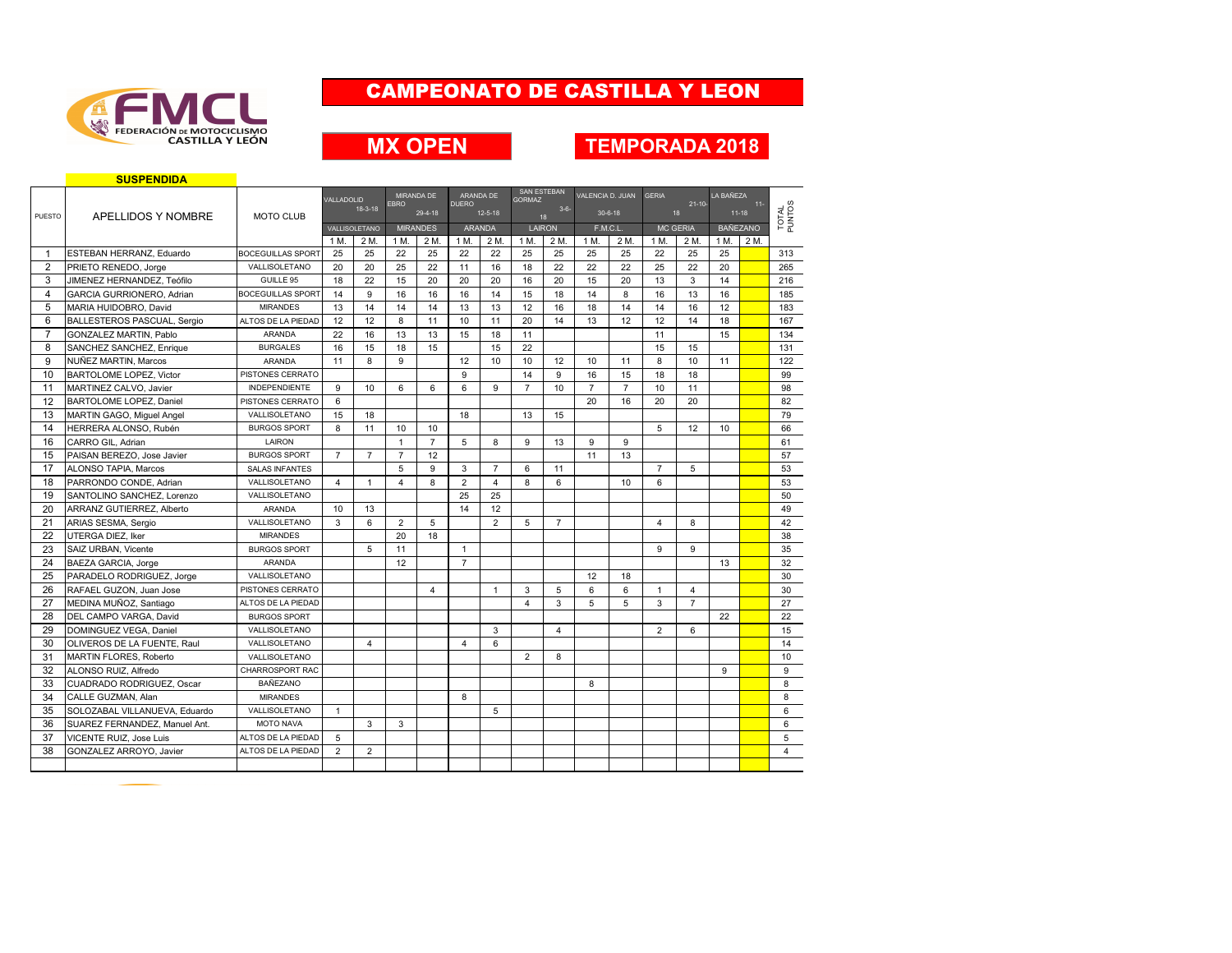FMCL
FEDERACIÓN DE MOTOCICLISMO
CASTILLA Y LEÓN

# CAMPEONATO DE CASTILLA Y LEON

## MX OPEN

## TEMPORADA 2018

**SUSPENDIDA**

| PUESTO | APELLIDOS Y NOMBRE | MOTO CLUB | VALLADOLID 18-3-18 VALLISOLETANO | | MIRANDA DE EBRO 29-4-18 MIRANDES | | ARANDA DE DUERO 12-5-18 ARANDA | | SAN ESTEBAN GORMAZ 3-6-18 LAIRON | | VALENCIA D. JUAN 30-6-18 F.M.C.L. | | GERIA 21-10-18 MC GERIA | | LA BAÑEZA 11-11-18 BAÑEZANO | | TOTAL PUNTOS |
|---|---|---|---|---|---|---|---|---|---|---|---|---|---|---|---|---|---|
| | | | 1 M. | 2 M. | 1 M. | 2 M. | 1 M. | 2 M. | 1 M. | 2 M. | 1 M. | 2 M. | 1 M. | 2 M. | 1 M. | 2 M. | |
| 1 | ESTEBAN HERRANZ, Eduardo | BOCEGUILLAS SPORT | 25 | 25 | 22 | 25 | 22 | 22 | 25 | 25 | 25 | 25 | 22 | 25 | 25 | | 313 |
| 2 | PRIETO RENEDO, Jorge | VALLISOLETANO | 20 | 20 | 25 | 22 | 11 | 16 | 18 | 22 | 22 | 22 | 25 | 22 | 20 | | 265 |
| 3 | JIMENEZ HERNANDEZ, Teófilo | GUILLE 95 | 18 | 22 | 15 | 20 | 20 | 20 | 16 | 20 | 15 | 20 | 13 | 3 | 14 | | 216 |
| 4 | GARCIA GURRIONERO, Adrian | BOCEGUILLAS SPORT | 14 | 9 | 16 | 16 | 16 | 14 | 15 | 18 | 14 | 8 | 16 | 13 | 16 | | 185 |
| 5 | MARIA HUIDOBRO, David | MIRANDES | 13 | 14 | 14 | 14 | 13 | 13 | 12 | 16 | 18 | 14 | 14 | 16 | 12 | | 183 |
| 6 | BALLESTEROS PASCUAL, Sergio | ALTOS DE LA PIEDAD | 12 | 12 | 8 | 11 | 10 | 11 | 20 | 14 | 13 | 12 | 12 | 14 | 18 | | 167 |
| 7 | GONZALEZ MARTIN, Pablo | ARANDA | 22 | 16 | 13 | 13 | 15 | 18 | 11 | | | | 11 | | 15 | | 134 |
| 8 | SANCHEZ SANCHEZ, Enrique | BURGALES | 16 | 15 | 18 | 15 | | 15 | 22 | | | | 15 | 15 | | | 131 |
| 9 | NUÑEZ MARTIN, Marcos | ARANDA | 11 | 8 | 9 | | 12 | 10 | 10 | 12 | 10 | 11 | 8 | 10 | 11 | | 122 |
| 10 | BARTOLOME LOPEZ, Victor | PISTONES CERRATO | | | | | 9 | | 14 | 9 | 16 | 15 | 18 | 18 | | | 99 |
| 11 | MARTINEZ CALVO, Javier | INDEPENDIENTE | 9 | 10 | 6 | 6 | 6 | 9 | 7 | 10 | 7 | 7 | 10 | 11 | | | 98 |
| 12 | BARTOLOME LOPEZ, Daniel | PISTONES CERRATO | 6 | | | | | | | | 20 | 16 | 20 | 20 | | | 82 |
| 13 | MARTIN GAGO, Miguel Angel | VALLISOLETANO | 15 | 18 | | | 18 | | 13 | 15 | | | | | | | 79 |
| 14 | HERRERA ALONSO, Rubén | BURGOS SPORT | 8 | 11 | 10 | 10 | | | | | | | 5 | 12 | 10 | | 66 |
| 16 | CARRO GIL, Adrian | LAIRON | | | 1 | 7 | 5 | 8 | 9 | 13 | 9 | 9 | | | | | 61 |
| 15 | PAISAN BEREZO, Jose Javier | BURGOS SPORT | 7 | 7 | 7 | 12 | | | | | 11 | 13 | | | | | 57 |
| 17 | ALONSO TAPIA, Marcos | SALAS INFANTES | | | 5 | 9 | 3 | 7 | 6 | 11 | | | 7 | 5 | | | 53 |
| 18 | PARRONDO CONDE, Adrian | VALLISOLETANO | 4 | 1 | 4 | 8 | 2 | 4 | 8 | 6 | | 10 | 6 | | | | 53 |
| 19 | SANTOLINO SANCHEZ, Lorenzo | VALLISOLETANO | | | | | 25 | 25 | | | | | | | | | 50 |
| 20 | ARRANZ GUTIERREZ, Alberto | ARANDA | 10 | 13 | | | 14 | 12 | | | | | | | | | 49 |
| 21 | ARIAS SESMA, Sergio | VALLISOLETANO | 3 | 6 | 2 | 5 | | 2 | 5 | 7 | | | 4 | 8 | | | 42 |
| 22 | UTERGA DIEZ, Iker | MIRANDES | | | 20 | 18 | | | | | | | | | | | 38 |
| 23 | SAIZ URBAN, Vicente | BURGOS SPORT | | 5 | 11 | | 1 | | | | | | 9 | 9 | | | 35 |
| 24 | BAEZA GARCIA, Jorge | ARANDA | | | 12 | | 7 | | | | | | | | 13 | | 32 |
| 25 | PARADELO RODRIGUEZ, Jorge | VALLISOLETANO | | | | | | | | | 12 | 18 | | | | | 30 |
| 26 | RAFAEL GUZON, Juan Jose | PISTONES CERRATO | | | | 4 | | 1 | 3 | 5 | 6 | 6 | 1 | 4 | | | 30 |
| 27 | MEDINA MUÑOZ, Santiago | ALTOS DE LA PIEDAD | | | | | | | 4 | 3 | 5 | 5 | 3 | 7 | | | 27 |
| 28 | DEL CAMPO VARGA, David | BURGOS SPORT | | | | | | | | | | | | | 22 | | 22 |
| 29 | DOMINGUEZ VEGA, Daniel | VALLISOLETANO | | | | | | 3 | | 4 | | | 2 | 6 | | | 15 |
| 30 | OLIVEROS DE LA FUENTE, Raul | VALLISOLETANO | | 4 | | | 4 | 6 | | | | | | | | | 14 |
| 31 | MARTIN FLORES, Roberto | VALLISOLETANO | | | | | | | 2 | 8 | | | | | | | 10 |
| 32 | ALONSO RUIZ, Alfredo | CHARROSPORT RAC | | | | | | | | | | | | | 9 | | 9 |
| 33 | CUADRADO RODRIGUEZ, Oscar | BAÑEZANO | | | | | | | | | 8 | | | | | | 8 |
| 34 | CALLE GUZMAN, Alan | MIRANDES | | | | | 8 | | | | | | | | | | 8 |
| 35 | SOLOZABAL VILLANUEVA, Eduardo | VALLISOLETANO | 1 | | | | | 5 | | | | | | | | | 6 |
| 36 | SUAREZ FERNANDEZ, Manuel Ant. | MOTO NAVA | | 3 | 3 | | | | | | | | | | | | 6 |
| 37 | VICENTE RUIZ, Jose Luis | ALTOS DE LA PIEDAD | 5 | | | | | | | | | | | | | | 5 |
| 38 | GONZALEZ ARROYO, Javier | ALTOS DE LA PIEDAD | 2 | 2 | | | | | | | | | | | | | 4 |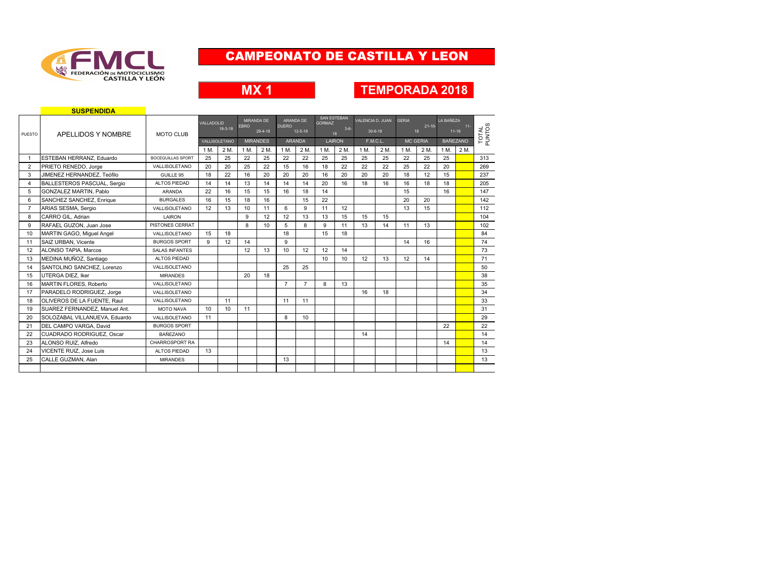# CAMPEONATO DE CASTILLA Y LEON

## MX 1

## TEMPORADA 2018

**SUSPENDIDA**

| PUESTO | APELLIDOS Y NOMBRE | MOTO CLUB | VALLADOLID 18-3-18 | | MIRANDA DE EBRO 29-4-18 | | ARANDA DE DUERO 12-5-18 | | SAN ESTEBAN GORMAZ 3-6-18 | | VALENCIA D. JUAN 30-6-18 | | GERIA 21-10-18 | | LA BAÑEZA 11-11-18 | | TOTAL PUNTOS |
|---|---|---|---|---|---|---|---|---|---|---|---|---|---|---|---|---|---|
| | | | VALLISOLETANO | | MIRANDES | | ARANDA | | LAIRON | | F.M.C.L. | | MC GERIA | | BAÑEZANO | | |
| | | | 1 M. | 2 M. | 1 M. | 2 M. | 1 M. | 2 M. | 1 M. | 2 M. | 1 M. | 2 M. | 1 M. | 2 M. | 1 M. | 2 M. | |
| 1 | ESTEBAN HERRANZ, Eduardo | BOCEGUILLAS SPORT | 25 | 25 | 22 | 25 | 22 | 22 | 25 | 25 | 25 | 25 | 22 | 25 | 25 | | 313 |
| 2 | PRIETO RENEDO, Jorge | VALLISOLETANO | 20 | 20 | 25 | 22 | 15 | 16 | 18 | 22 | 22 | 22 | 25 | 22 | 20 | | 269 |
| 3 | JIMENEZ HERNANDEZ, Teófilo | GUILLE 95 | 18 | 22 | 16 | 20 | 20 | 20 | 16 | 20 | 20 | 20 | 18 | 12 | 15 | | 237 |
| 4 | BALLESTEROS PASCUAL, Sergio | ALTOS PIEDAD | 14 | 14 | 13 | 14 | 14 | 14 | 20 | 16 | 18 | 16 | 16 | 18 | 18 | | 205 |
| 5 | GONZALEZ MARTIN, Pablo | ARANDA | 22 | 16 | 15 | 15 | 16 | 18 | 14 | | | | 15 | | 16 | | 147 |
| 6 | SANCHEZ SANCHEZ, Enrique | BURGALES | 16 | 15 | 18 | 16 | | 15 | 22 | | | | 20 | 20 | | | 142 |
| 7 | ARIAS SESMA, Sergio | VALLISOLETANO | 12 | 13 | 10 | 11 | 6 | 9 | 11 | 12 | | | 13 | 15 | | | 112 |
| 8 | CARRO GIL, Adrian | LAIRON | | | 9 | 12 | 12 | 13 | 13 | 15 | 15 | 15 | | | | | 104 |
| 9 | RAFAEL GUZON, Juan Jose | PISTONES CERRAT | | | 8 | 10 | 5 | 8 | 9 | 11 | 13 | 14 | 11 | 13 | | | 102 |
| 10 | MARTIN GAGO, Miguel Angel | VALLISOLETANO | 15 | 18 | | | 18 | | 15 | 18 | | | | | | | 84 |
| 11 | SAIZ URBAN, Vicente | BURGOS SPORT | 9 | 12 | 14 | | 9 | | | | | | 14 | 16 | | | 74 |
| 12 | ALONSO TAPIA, Marcos | SALAS INFANTES | | | 12 | 13 | 10 | 12 | 12 | 14 | | | | | | | 73 |
| 13 | MEDINA MUÑOZ, Santiago | ALTOS PIEDAD | | | | | | | 10 | 10 | 12 | 13 | 12 | 14 | | | 71 |
| 14 | SANTOLINO SANCHEZ, Lorenzo | VALLISOLETANO | | | | | 25 | 25 | | | | | | | | | 50 |
| 15 | UTERGA DIEZ, Iker | MIRANDES | | | 20 | 18 | | | | | | | | | | | 38 |
| 16 | MARTIN FLORES, Roberto | VALLISOLETANO | | | | | 7 | 7 | 8 | 13 | | | | | | | 35 |
| 17 | PARADELO RODRIGUEZ, Jorge | VALLISOLETANO | | | | | | | | | 16 | 18 | | | | | 34 |
| 18 | OLIVEROS DE LA FUENTE, Raul | VALLISOLETANO | | 11 | | | 11 | 11 | | | | | | | | | 33 |
| 19 | SUAREZ FERNANDEZ, Manuel Ant. | MOTO NAVA | 10 | 10 | 11 | | | | | | | | | | | | 31 |
| 20 | SOLOZABAL VILLANUEVA, Eduardo | VALLISOLETANO | 11 | | | | 8 | 10 | | | | | | | | | 29 |
| 21 | DEL CAMPO VARGA, David | BURGOS SPORT | | | | | | | | | | | | | 22 | | 22 |
| 22 | CUADRADO RODRIGUEZ, Oscar | BAÑEZANO | | | | | | | | | 14 | | | | | | 14 |
| 23 | ALONSO RUIZ, Alfredo | CHARROSPORT RA | | | | | | | | | | | | | 14 | | 14 |
| 24 | VICENTE RUIZ, Jose Luis | ALTOS PIEDAD | 13 | | | | | | | | | | | | | | 13 |
| 25 | CALLE GUZMAN, Alan | MIRANDES | | | | | 13 | | | | | | | | | | 13 |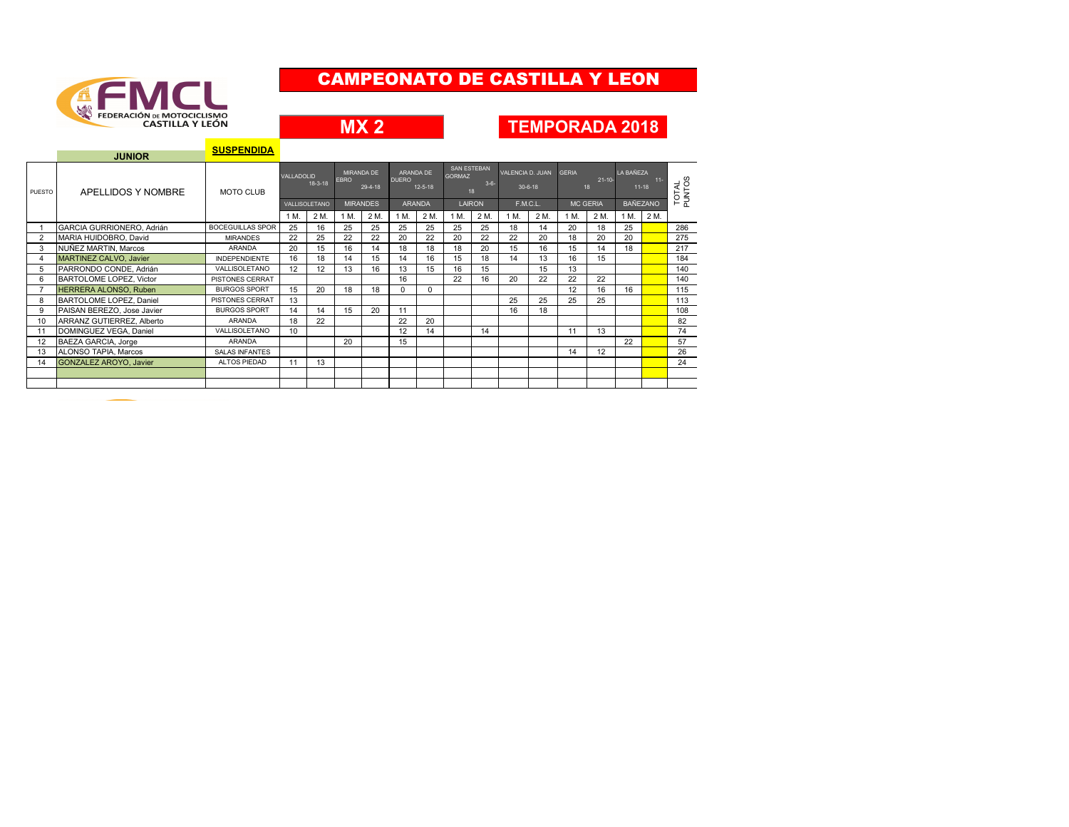# CAMPEONATO DE CASTILLA Y LEON

## MX 2

## TEMPORADA 2018

**JUNIOR**

**SUSPENDIDA**

| PUESTO | APELLIDOS Y NOMBRE | MOTO CLUB | VALLADOLID 18-3-18 | | MIRANDA DE EBRO 29-4-18 | | ARANDA DE DUERO 12-5-18 | | SAN ESTEBAN GORMAZ 3-6-18 | | VALENCIA D. JUAN 30-6-18 | | GERIA 21-10-18 | | LA BAÑEZA 11-11-18 | | TOTAL PUNTOS |
|---|---|---|---|---|---|---|---|---|---|---|---|---|---|---|---|---|---|
| | | | VALLISOLETANO | | MIRANDES | | ARANDA | | LAIRON | | F.M.C.L. | | MC GERIA | | BAÑEZANO | | |
| | | | 1 M. | 2 M. | 1 M. | 2 M. | 1 M. | 2 M. | 1 M. | 2 M. | 1 M. | 2 M. | 1 M. | 2 M. | 1 M. | 2 M. | |
| 1 | GARCIA GURRIONERO, Adrián | BOCEGUILLAS SPOR | 25 | 16 | 25 | 25 | 25 | 25 | 25 | 25 | 18 | 14 | 20 | 18 | 25 | | 286 |
| 2 | MARIA HUIDOBRO, David | MIRANDES | 22 | 25 | 22 | 22 | 20 | 22 | 20 | 22 | 22 | 20 | 18 | 20 | 20 | | 275 |
| 3 | NUÑEZ MARTIN, Marcos | ARANDA | 20 | 15 | 16 | 14 | 18 | 18 | 18 | 20 | 15 | 16 | 15 | 14 | 18 | | 217 |
| 4 | MARTINEZ CALVO, Javier | INDEPENDIENTE | 16 | 18 | 14 | 15 | 14 | 16 | 15 | 18 | 14 | 13 | 16 | 15 | | | 184 |
| 5 | PARRONDO CONDE, Adrián | VALLISOLETANO | 12 | 12 | 13 | 16 | 13 | 15 | 16 | 15 | | 15 | 13 | | | | 140 |
| 6 | BARTOLOME LOPEZ, Victor | PISTONES CERRAT | | | | | 16 | | 22 | 16 | 20 | 22 | 22 | 22 | | | 140 |
| 7 | HERRERA ALONSO, Ruben | BURGOS SPORT | 15 | 20 | 18 | 18 | 0 | 0 | | | | | 12 | 16 | 16 | | 115 |
| 8 | BARTOLOME LOPEZ, Daniel | PISTONES CERRAT | 13 | | | | | | | | 25 | 25 | 25 | 25 | | | 113 |
| 9 | PAISAN BEREZO, Jose Javier | BURGOS SPORT | 14 | 14 | 15 | 20 | 11 | | | | 16 | 18 | | | | | 108 |
| 10 | ARRANZ GUTIERREZ, Alberto | ARANDA | 18 | 22 | | | 22 | 20 | | | | | | | | | 82 |
| 11 | DOMINGUEZ VEGA, Daniel | VALLISOLETANO | 10 | | | | 12 | 14 | | 14 | | | 11 | 13 | | | 74 |
| 12 | BAEZA GARCIA, Jorge | ARANDA | | | 20 | | 15 | | | | | | | | 22 | | 57 |
| 13 | ALONSO TAPIA, Marcos | SALAS INFANTES | | | | | | | | | | | 14 | 12 | | | 26 |
| 14 | GONZALEZ AROYO, Javier | ALTOS PIEDAD | 11 | 13 | | | | | | | | | | | | | 24 |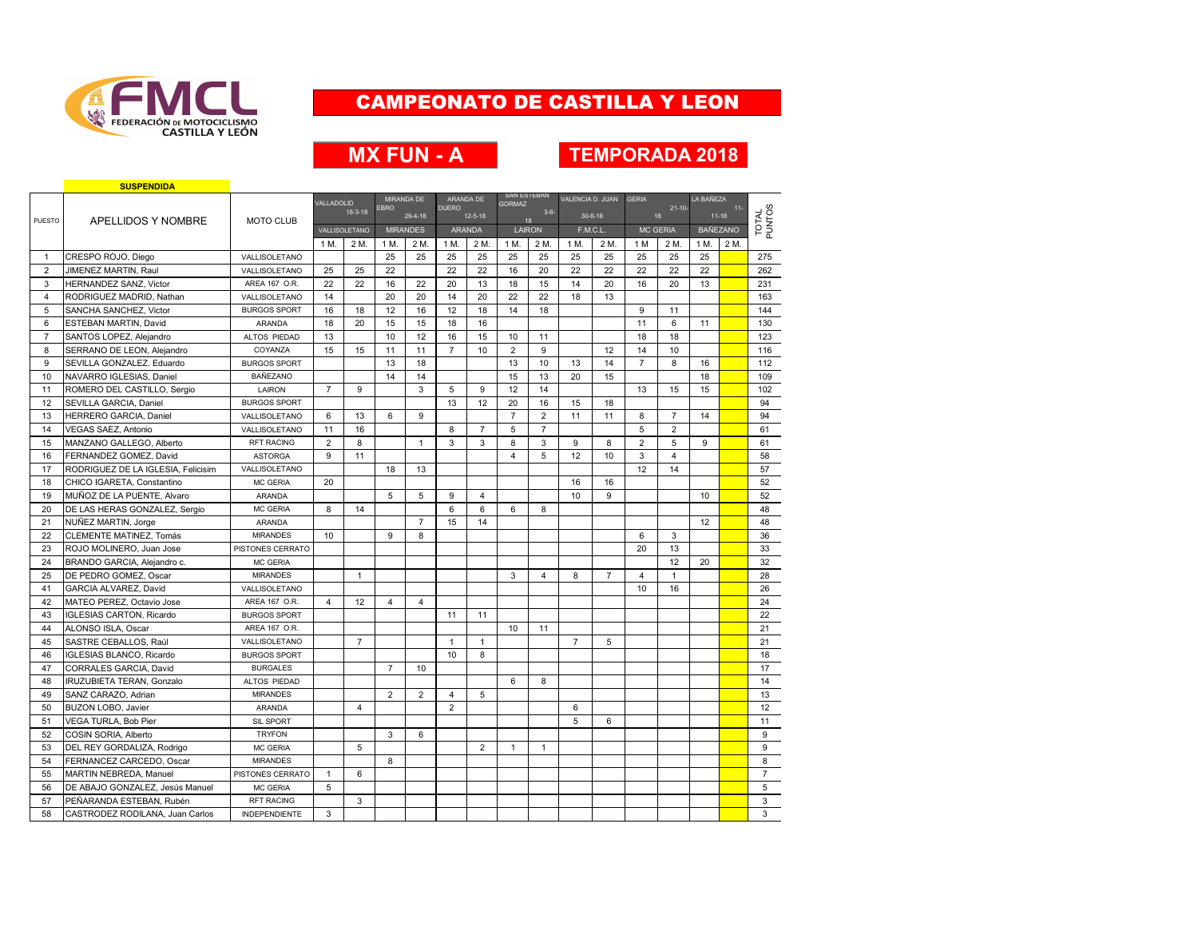# CAMPEONATO DE CASTILLA Y LEON

## MX FUN - A

## TEMPORADA 2018

| PUESTO | APELLIDOS Y NOMBRE | MOTO CLUB | VALLADOLID 18-3-18 VALLISOLETANO | | MIRANDA DE EBRO 29-4-18 MIRANDES | | ARANDA DE DUERO 12-5-18 ARANDA | | SAN ESTEBAN GORMAZ 3-6-18 LAIRON | | VALENCIA D. JUAN 30-6-18 F.M.C.L. | | GERIA 21-10-18 MC GERIA | | LA BAÑEZA 11-11-18 BAÑEZANO (SUSPENDIDA) | | TOTAL PUNTOS |
|---|---|---|---|---|---|---|---|---|---|---|---|---|---|---|---|---|---|
| | | | 1 M. | 2 M. | 1 M. | 2 M. | 1 M. | 2 M. | 1 M. | 2 M. | 1 M. | 2 M. | 1 M | 2 M. | 1 M. | 2 M. | |
| 1 | CRESPO ROJO, Diego | VALLISOLETANO | | | 25 | 25 | 25 | 25 | 25 | 25 | 25 | 25 | 25 | 25 | 25 | | 275 |
| 2 | JIMENEZ MARTIN, Raul | VALLISOLETANO | 25 | 25 | 22 | | 22 | 22 | 16 | 20 | 22 | 22 | 22 | 22 | 22 | | 262 |
| 3 | HERNANDEZ SANZ, Victor | AREA 167 O.R. | 22 | 22 | 16 | 22 | 20 | 13 | 18 | 15 | 14 | 20 | 16 | 20 | 13 | | 231 |
| 4 | RODRIGUEZ MADRID, Nathan | VALLISOLETANO | 14 | | 20 | 20 | 14 | 20 | 22 | 22 | 18 | 13 | | | | | 163 |
| 5 | SANCHA SANCHEZ, Victor | BURGOS SPORT | 16 | 18 | 12 | 16 | 12 | 18 | 14 | 18 | | | 9 | 11 | | | 144 |
| 6 | ESTEBAN MARTIN, David | ARANDA | 18 | 20 | 15 | 15 | 18 | 16 | | | | | 11 | 6 | 11 | | 130 |
| 7 | SANTOS LOPEZ, Alejandro | ALTOS PIEDAD | 13 | | 10 | 12 | 16 | 15 | 10 | 11 | | | 18 | 18 | | | 123 |
| 8 | SERRANO DE LEON, Alejandro | COYANZA | 15 | 15 | 11 | 11 | 7 | 10 | 2 | 9 | | 12 | 14 | 10 | | | 116 |
| 9 | SEVILLA GONZALEZ. Eduardo | BURGOS SPORT | | | 13 | 18 | | | 13 | 10 | 13 | 14 | 7 | 8 | 16 | | 112 |
| 10 | NAVARRO IGLESIAS, Daniel | BAÑEZANO | | | 14 | 14 | | | 15 | 13 | 20 | 15 | | | 18 | | 109 |
| 11 | ROMERO DEL CASTILLO, Sergio | LAIRON | 7 | 9 | | 3 | 5 | 9 | 12 | 14 | | | 13 | 15 | 15 | | 102 |
| 12 | SEVILLA GARCIA, Daniel | BURGOS SPORT | | | | | 13 | 12 | 20 | 16 | 15 | 18 | | | | | 94 |
| 13 | HERRERO GARCIA, Daniel | VALLISOLETANO | 6 | 13 | 6 | 9 | | | 7 | 2 | 11 | 11 | 8 | 7 | 14 | | 94 |
| 14 | VEGAS SAEZ, Antonio | VALLISOLETANO | 11 | 16 | | | 8 | 7 | 5 | 7 | | | 5 | 2 | | | 61 |
| 15 | MANZANO GALLEGO, Alberto | RFT RACING | 2 | 8 | | 1 | 3 | 3 | 8 | 3 | 9 | 8 | 2 | 5 | 9 | | 61 |
| 16 | FERNANDEZ GOMEZ, David | ASTORGA | 9 | 11 | | | | | 4 | 5 | 12 | 10 | 3 | 4 | | | 58 |
| 17 | RODRIGUEZ DE LA IGLESIA, Felicisim | VALLISOLETANO | | | 18 | 13 | | | | | | | 12 | 14 | | | 57 |
| 18 | CHICO IGARETA, Constantino | MC GERIA | 20 | | | | | | | | 16 | 16 | | | | | 52 |
| 19 | MUÑOZ DE LA PUENTE, Alvaro | ARANDA | | | 5 | 5 | 9 | 4 | | | 10 | 9 | | | 10 | | 52 |
| 20 | DE LAS HERAS GONZALEZ, Sergio | MC GERIA | 8 | 14 | | | 6 | 6 | 6 | 8 | | | | | | | 48 |
| 21 | NUÑEZ MARTIN, Jorge | ARANDA | | | | 7 | 15 | 14 | | | | | | | 12 | | 48 |
| 22 | CLEMENTE MATINEZ, Tomás | MIRANDES | 10 | | 9 | 8 | | | | | | | 6 | 3 | | | 36 |
| 23 | ROJO MOLINERO, Juan Jose | PISTONES CERRATO | | | | | | | | | | | 20 | 13 | | | 33 |
| 24 | BRANDO GARCIA, Alejandro c. | MC GERIA | | | | | | | | | | | | 12 | 20 | | 32 |
| 25 | DE PEDRO GOMEZ, Oscar | MIRANDES | | 1 | | | | | 3 | 4 | 8 | 7 | 4 | 1 | | | 28 |
| 41 | GARCIA ALVAREZ, David | VALLISOLETANO | | | | | | | | | | | 10 | 16 | | | 26 |
| 42 | MATEO PEREZ, Octavio Jose | AREA 167 O.R. | 4 | 12 | 4 | 4 | | | | | | | | | | | 24 |
| 43 | IGLESIAS CARTON, Ricardo | BURGOS SPORT | | | | | 11 | 11 | | | | | | | | | 22 |
| 44 | ALONSO ISLA, Oscar | AREA 167 O.R. | | | | | | | 10 | 11 | | | | | | | 21 |
| 45 | SASTRE CEBALLOS, Raúl | VALLISOLETANO | | 7 | | | 1 | 1 | | | 7 | 5 | | | | | 21 |
| 46 | IGLESIAS BLANCO, Ricardo | BURGOS SPORT | | | | | 10 | 8 | | | | | | | | | 18 |
| 47 | CORRALES GARCIA, David | BURGALES | | | 7 | 10 | | | | | | | | | | | 17 |
| 48 | IRUZUBIETA TERAN, Gonzalo | ALTOS PIEDAD | | | | | | | 6 | 8 | | | | | | | 14 |
| 49 | SANZ CARAZO, Adrian | MIRANDES | | | 2 | 2 | 4 | 5 | | | | | | | | | 13 |
| 50 | BUZON LOBO, Javier | ARANDA | | 4 | | | 2 | | | | 6 | | | | | | 12 |
| 51 | VEGA TURLA, Bob Pier | SIL SPORT | | | | | | | | | 5 | 6 | | | | | 11 |
| 52 | COSIN SORIA, Alberto | TRYFON | | | 3 | 6 | | | | | | | | | | | 9 |
| 53 | DEL REY GORDALIZA, Rodrigo | MC GERIA | | 5 | | | | 2 | 1 | 1 | | | | | | | 9 |
| 54 | FERNANCEZ CARCEDO, Oscar | MIRANDES | | | 8 | | | | | | | | | | | | 8 |
| 55 | MARTIN NEBREDA, Manuel | PISTONES CERRATO | 1 | 6 | | | | | | | | | | | | | 7 |
| 56 | DE ABAJO GONZALEZ, Jesús Manuel | MC GERIA | 5 | | | | | | | | | | | | | | 5 |
| 57 | PEÑARANDA ESTEBAN, Rubén | RFT RACING | | 3 | | | | | | | | | | | | | 3 |
| 58 | CASTRODEZ RODILANA, Juan Carlos | INDEPENDIENTE | 3 | | | | | | | | | | | | | | 3 |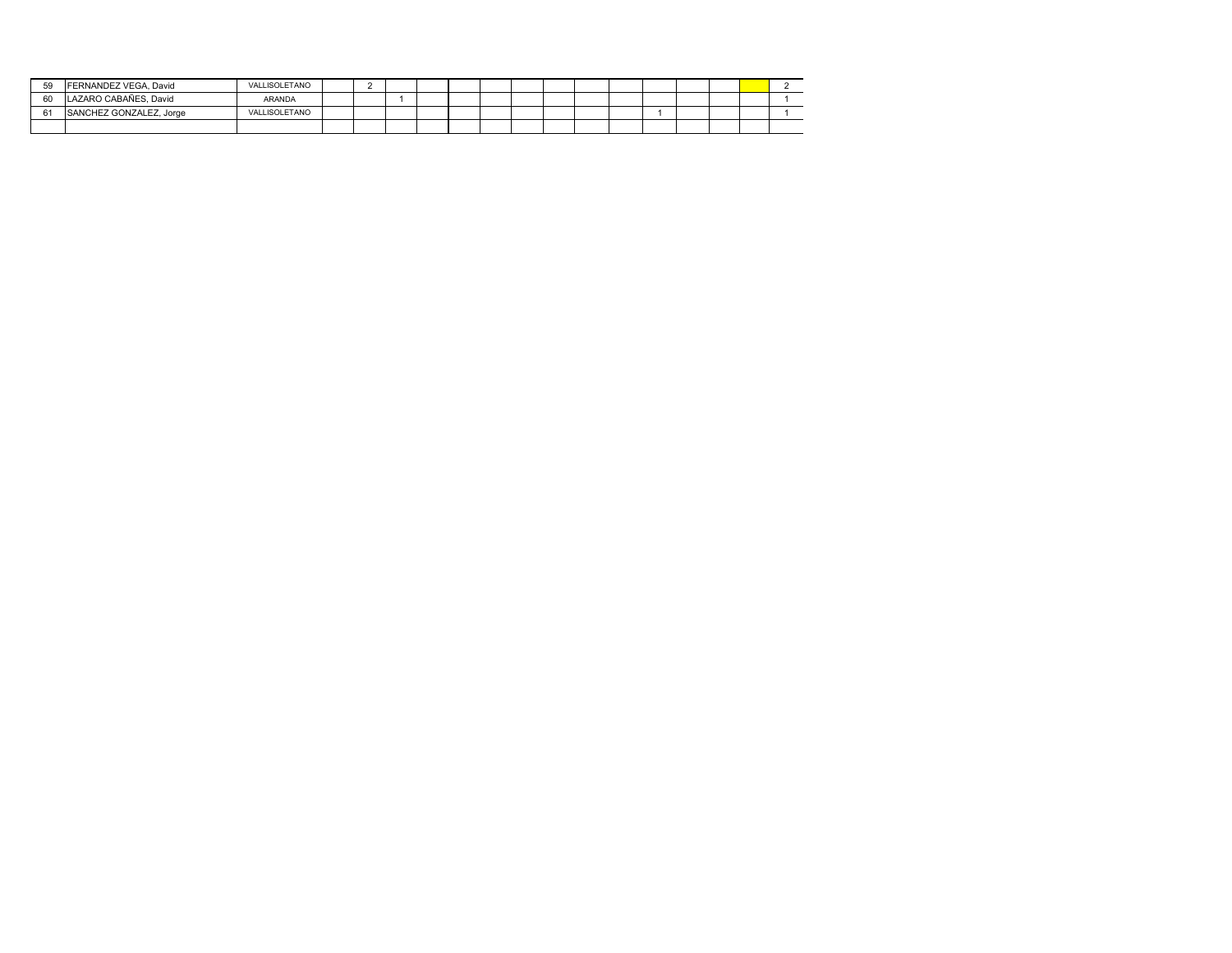| | | | | | | | | | | | | | | | | | |
|---|---|---|---|---|---|---|---|---|---|---|---|---|---|---|---|---|---|
| 59 | FERNANDEZ VEGA, David | VALLISOLETANO | | 2 | | | | | | | | | | | | | 2 |
| 60 | LAZARO CABAÑES, David | ARANDA | | | 1 | | | | | | | | | | | | 1 |
| 61 | SANCHEZ GONZALEZ, Jorge | VALLISOLETANO | | | | | | | | | | | 1 | | | | 1 |
| | | | | | | | | | | | | | | | | | |